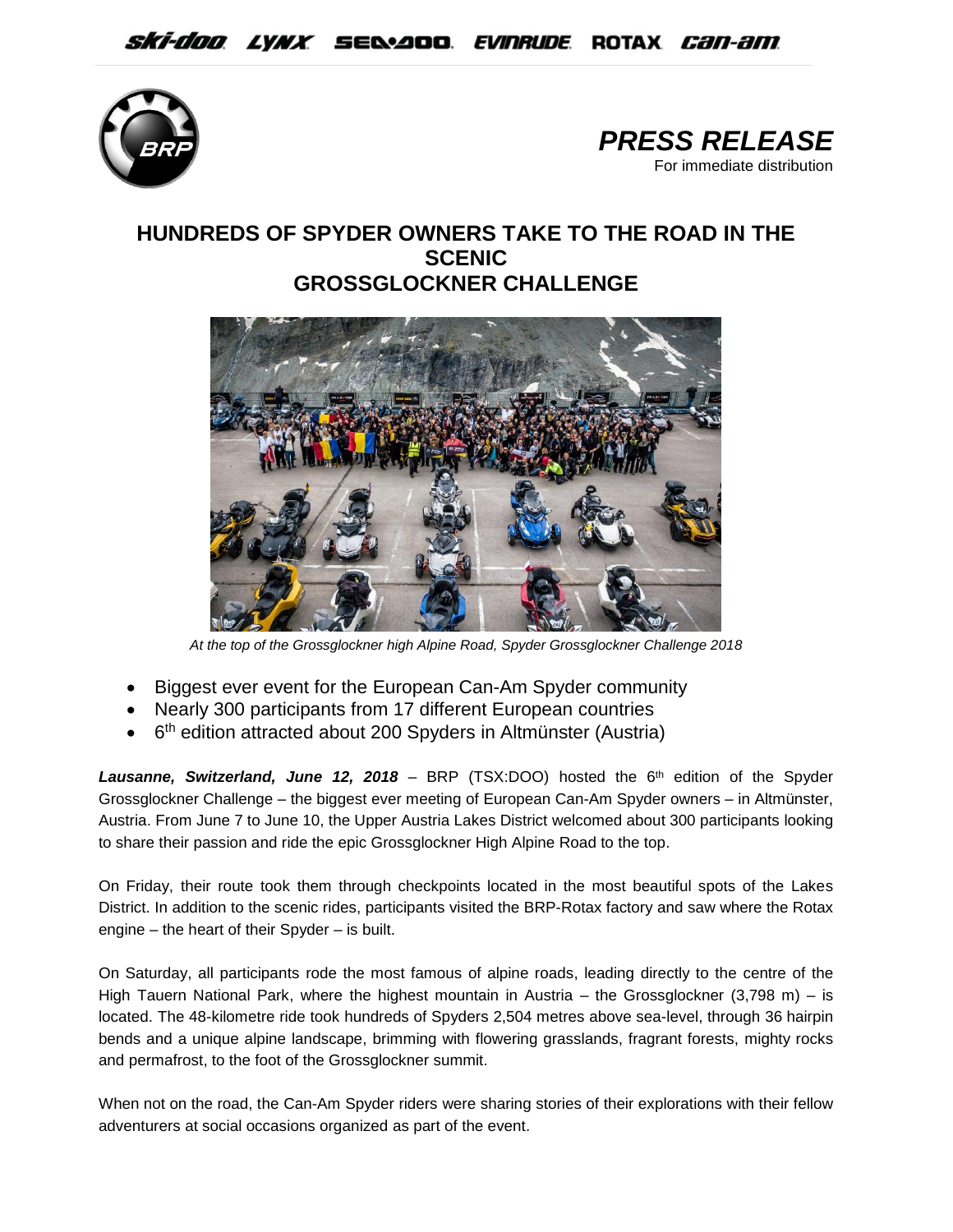PRESS RELEASE

For immediate distribution

# HUNDREDS OF SPYDER OWNERS TAKE TO THE ROAD IN THE SCENIC GROSSGLOCKNER CHALLENGE

*At the top of the Grossglockner high Alpine Road, Spyder Grossglockner Challenge 2018*

- Biggest ever event for the European Can-Am Spyder community
- Nearly 300 participants from 17 different European countries
- 6th edition attracted about 200 Spyders in Altmünster (Austria)

***Lausanne, Switzerland, June 12, 2018*** – BRP (TSX:DOO) hosted the 6th edition of the Spyder Grossglockner Challenge – the biggest ever meeting of European Can-Am Spyder owners – in Altmünster, Austria. From June 7 to June 10, the Upper Austria Lakes District welcomed about 300 participants looking to share their passion and ride the epic Grossglockner High Alpine Road to the top.

On Friday, their route took them through checkpoints located in the most beautiful spots of the Lakes District. In addition to the scenic rides, participants visited the BRP-Rotax factory and saw where the Rotax engine – the heart of their Spyder – is built.

On Saturday, all participants rode the most famous of alpine roads, leading directly to the centre of the High Tauern National Park, where the highest mountain in Austria – the Grossglockner (3,798 m) – is located. The 48-kilometre ride took hundreds of Spyders 2,504 metres above sea-level, through 36 hairpin bends and a unique alpine landscape, brimming with flowering grasslands, fragrant forests, mighty rocks and permafrost, to the foot of the Grossglockner summit.

When not on the road, the Can-Am Spyder riders were sharing stories of their explorations with their fellow adventurers at social occasions organized as part of the event.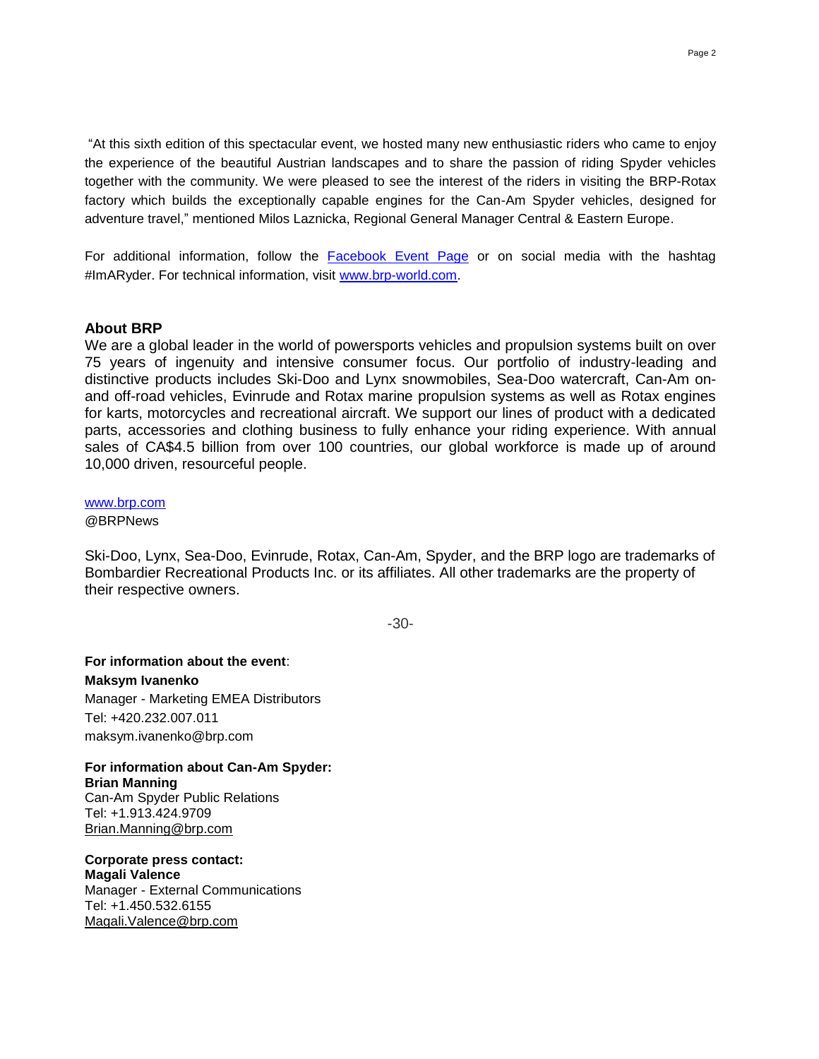"At this sixth edition of this spectacular event, we hosted many new enthusiastic riders who came to enjoy the experience of the beautiful Austrian landscapes and to share the passion of riding Spyder vehicles together with the community. We were pleased to see the interest of the riders in visiting the BRP-Rotax factory which builds the exceptionally capable engines for the Can-Am Spyder vehicles, designed for adventure travel," mentioned Milos Laznicka, Regional General Manager Central & Eastern Europe.

For additional information, follow the Facebook Event Page or on social media with the hashtag #ImARyder. For technical information, visit www.brp-world.com.

**About BRP**

We are a global leader in the world of powersports vehicles and propulsion systems built on over 75 years of ingenuity and intensive consumer focus. Our portfolio of industry-leading and distinctive products includes Ski-Doo and Lynx snowmobiles, Sea-Doo watercraft, Can-Am on- and off-road vehicles, Evinrude and Rotax marine propulsion systems as well as Rotax engines for karts, motorcycles and recreational aircraft. We support our lines of product with a dedicated parts, accessories and clothing business to fully enhance your riding experience. With annual sales of CA$4.5 billion from over 100 countries, our global workforce is made up of around 10,000 driven, resourceful people.

www.brp.com
@BRPNews

Ski-Doo, Lynx, Sea-Doo, Evinrude, Rotax, Can-Am, Spyder, and the BRP logo are trademarks of Bombardier Recreational Products Inc. or its affiliates. All other trademarks are the property of their respective owners.

-30-

**For information about the event**:
**Maksym Ivanenko**
Manager - Marketing EMEA Distributors
Tel: +420.232.007.011
maksym.ivanenko@brp.com

**For information about Can-Am Spyder:**
**Brian Manning**
Can-Am Spyder Public Relations
Tel: +1.913.424.9709
Brian.Manning@brp.com

**Corporate press contact:**
**Magali Valence**
Manager - External Communications
Tel: +1.450.532.6155
Magali.Valence@brp.com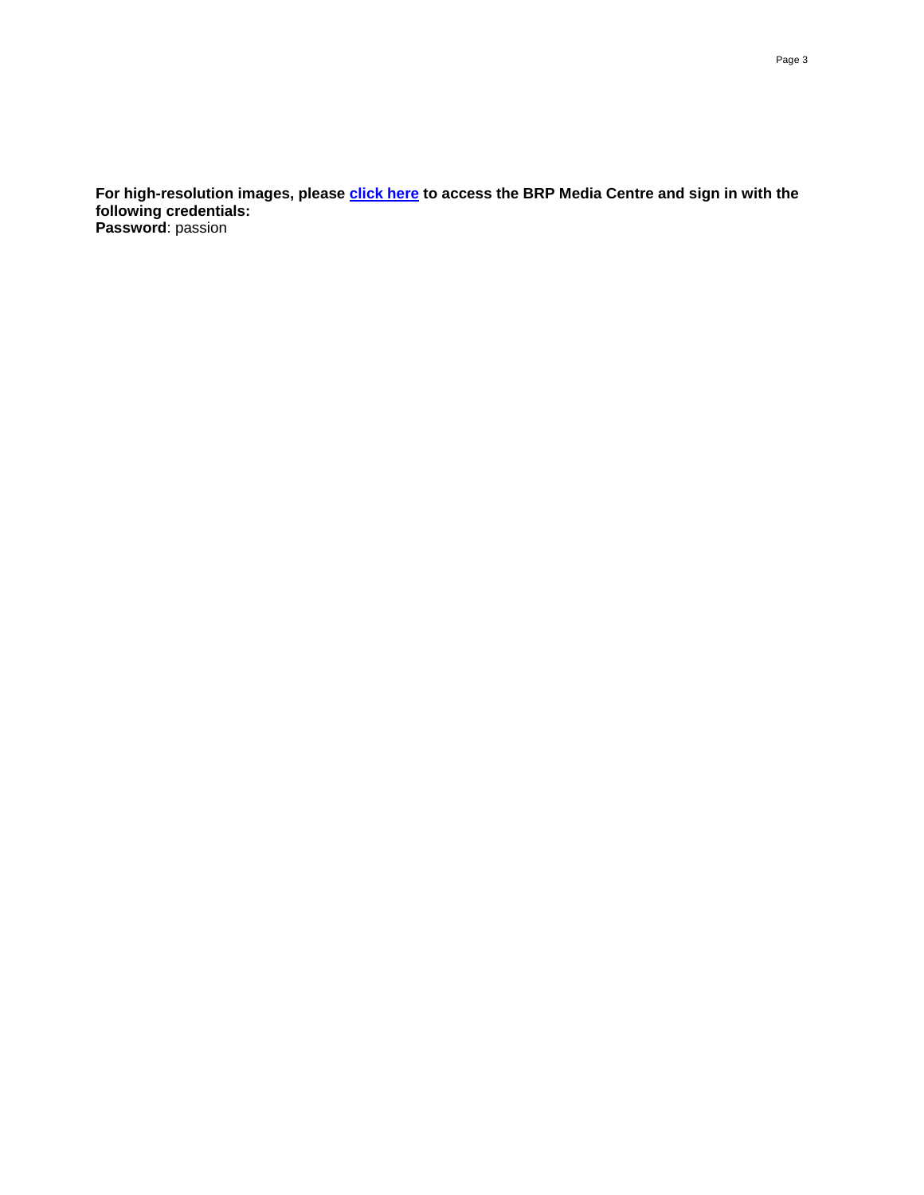**For high-resolution images, please click here to access the BRP Media Centre and sign in with the following credentials:**
**Password**: passion